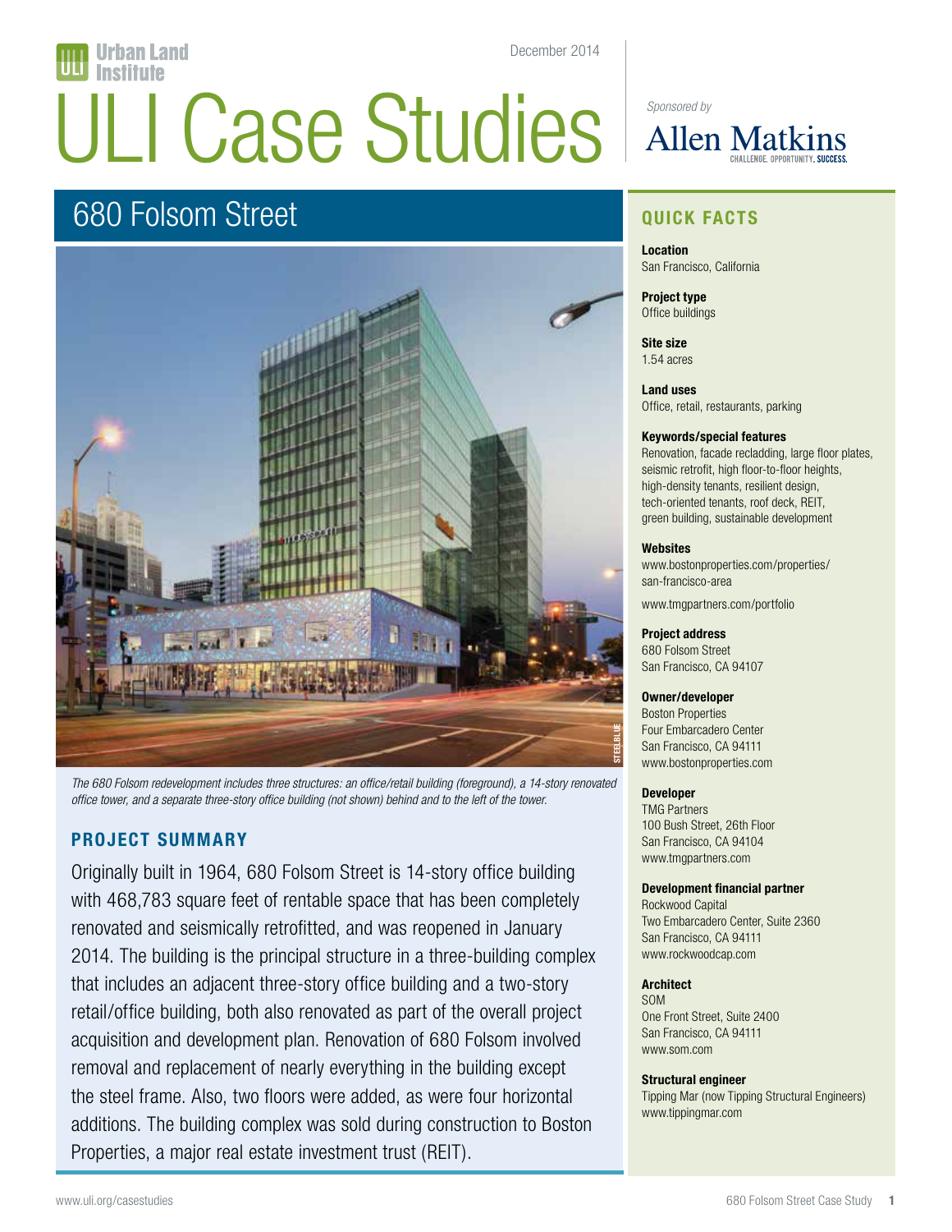Urban Land Institute

December 2014

# ULI Case Studies

*Sponsored by*

Allen Matkins
CHALLENGE. OPPORTUNITY. SUCCESS.

## 680 Folsom Street

*The 680 Folsom redevelopment includes three structures: an office/retail building (foreground), a 14-story renovated office tower, and a separate three-story office building (not shown) behind and to the left of the tower.*

### PROJECT SUMMARY

Originally built in 1964, 680 Folsom Street is 14-story office building with 468,783 square feet of rentable space that has been completely renovated and seismically retrofitted, and was reopened in January 2014. The building is the principal structure in a three-building complex that includes an adjacent three-story office building and a two-story retail/office building, both also renovated as part of the overall project acquisition and development plan. Renovation of 680 Folsom involved removal and replacement of nearly everything in the building except the steel frame. Also, two floors were added, as were four horizontal additions. The building complex was sold during construction to Boston Properties, a major real estate investment trust (REIT).

### QUICK FACTS

**Location**
San Francisco, California

**Project type**
Office buildings

**Site size**
1.54 acres

**Land uses**
Office, retail, restaurants, parking

**Keywords/special features**
Renovation, facade recladding, large floor plates, seismic retrofit, high floor-to-floor heights, high-density tenants, resilient design, tech-oriented tenants, roof deck, REIT, green building, sustainable development

**Websites**
www.bostonproperties.com/properties/san-francisco-area

www.tmgpartners.com/portfolio

**Project address**
680 Folsom Street
San Francisco, CA 94107

**Owner/developer**
Boston Properties
Four Embarcadero Center
San Francisco, CA 94111
www.bostonproperties.com

**Developer**
TMG Partners
100 Bush Street, 26th Floor
San Francisco, CA 94104
www.tmgpartners.com

**Development financial partner**
Rockwood Capital
Two Embarcadero Center, Suite 2360
San Francisco, CA 94111
www.rockwoodcap.com

**Architect**
SOM
One Front Street, Suite 2400
San Francisco, CA 94111
www.som.com

**Structural engineer**
Tipping Mar (now Tipping Structural Engineers)
www.tippingmar.com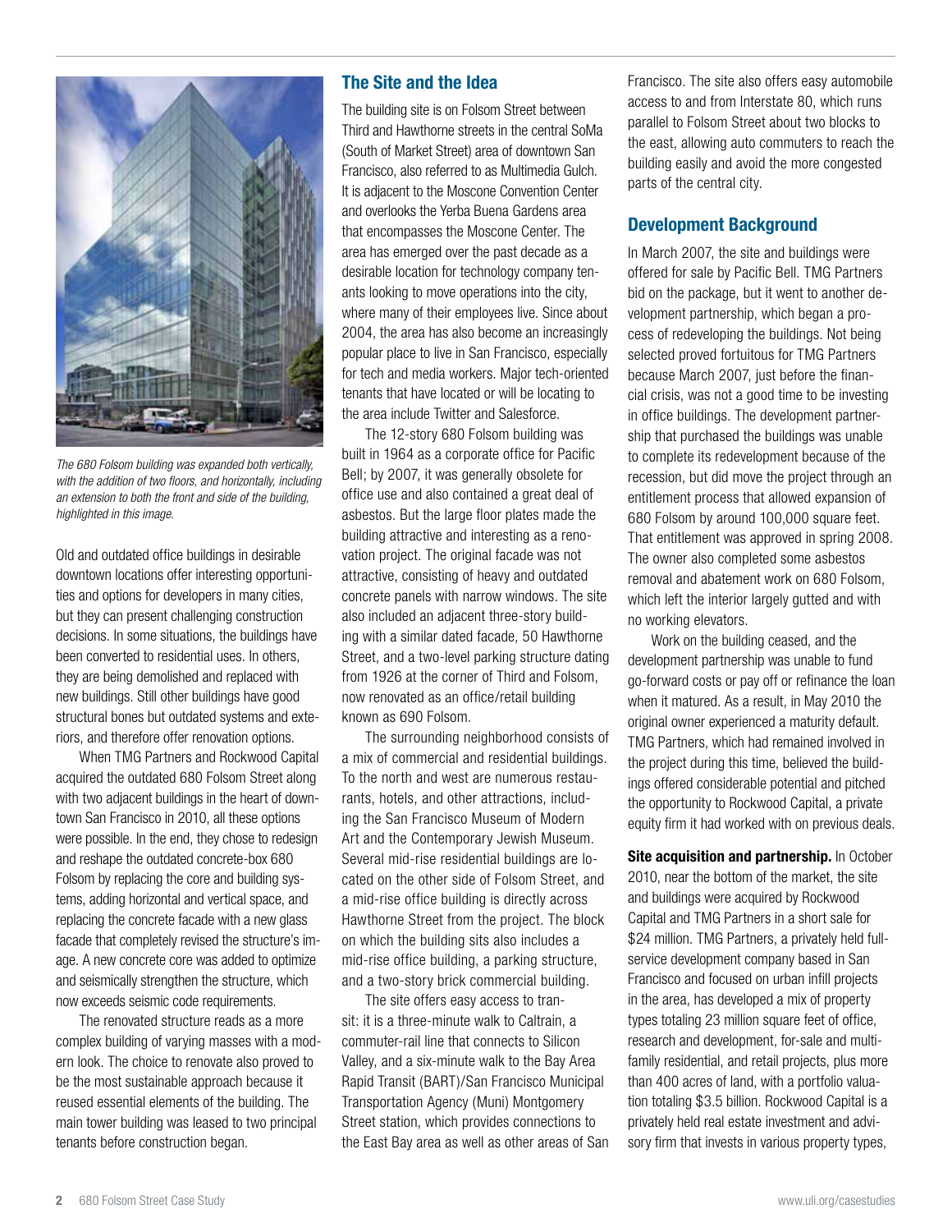*The 680 Folsom building was expanded both vertically, with the addition of two floors, and horizontally, including an extension to both the front and side of the building, highlighted in this image.*

Old and outdated office buildings in desirable downtown locations offer interesting opportunities and options for developers in many cities, but they can present challenging construction decisions. In some situations, the buildings have been converted to residential uses. In others, they are being demolished and replaced with new buildings. Still other buildings have good structural bones but outdated systems and exteriors, and therefore offer renovation options.

When TMG Partners and Rockwood Capital acquired the outdated 680 Folsom Street along with two adjacent buildings in the heart of downtown San Francisco in 2010, all these options were possible. In the end, they chose to redesign and reshape the outdated concrete-box 680 Folsom by replacing the core and building systems, adding horizontal and vertical space, and replacing the concrete facade with a new glass facade that completely revised the structure's image. A new concrete core was added to optimize and seismically strengthen the structure, which now exceeds seismic code requirements.

The renovated structure reads as a more complex building of varying masses with a modern look. The choice to renovate also proved to be the most sustainable approach because it reused essential elements of the building. The main tower building was leased to two principal tenants before construction began.

## The Site and the Idea

The building site is on Folsom Street between Third and Hawthorne streets in the central SoMa (South of Market Street) area of downtown San Francisco, also referred to as Multimedia Gulch. It is adjacent to the Moscone Convention Center and overlooks the Yerba Buena Gardens area that encompasses the Moscone Center. The area has emerged over the past decade as a desirable location for technology company tenants looking to move operations into the city, where many of their employees live. Since about 2004, the area has also become an increasingly popular place to live in San Francisco, especially for tech and media workers. Major tech-oriented tenants that have located or will be locating to the area include Twitter and Salesforce.

The 12-story 680 Folsom building was built in 1964 as a corporate office for Pacific Bell; by 2007, it was generally obsolete for office use and also contained a great deal of asbestos. But the large floor plates made the building attractive and interesting as a renovation project. The original facade was not attractive, consisting of heavy and outdated concrete panels with narrow windows. The site also included an adjacent three-story building with a similar dated facade, 50 Hawthorne Street, and a two-level parking structure dating from 1926 at the corner of Third and Folsom, now renovated as an office/retail building known as 690 Folsom.

The surrounding neighborhood consists of a mix of commercial and residential buildings. To the north and west are numerous restaurants, hotels, and other attractions, including the San Francisco Museum of Modern Art and the Contemporary Jewish Museum. Several mid-rise residential buildings are located on the other side of Folsom Street, and a mid-rise office building is directly across Hawthorne Street from the project. The block on which the building sits also includes a mid-rise office building, a parking structure, and a two-story brick commercial building.

The site offers easy access to transit: it is a three-minute walk to Caltrain, a commuter-rail line that connects to Silicon Valley, and a six-minute walk to the Bay Area Rapid Transit (BART)/San Francisco Municipal Transportation Agency (Muni) Montgomery Street station, which provides connections to the East Bay area as well as other areas of San Francisco. The site also offers easy automobile access to and from Interstate 80, which runs parallel to Folsom Street about two blocks to the east, allowing auto commuters to reach the building easily and avoid the more congested parts of the central city.

## Development Background

In March 2007, the site and buildings were offered for sale by Pacific Bell. TMG Partners bid on the package, but it went to another development partnership, which began a process of redeveloping the buildings. Not being selected proved fortuitous for TMG Partners because March 2007, just before the financial crisis, was not a good time to be investing in office buildings. The development partnership that purchased the buildings was unable to complete its redevelopment because of the recession, but did move the project through an entitlement process that allowed expansion of 680 Folsom by around 100,000 square feet. That entitlement was approved in spring 2008. The owner also completed some asbestos removal and abatement work on 680 Folsom, which left the interior largely gutted and with no working elevators.

Work on the building ceased, and the development partnership was unable to fund go-forward costs or pay off or refinance the loan when it matured. As a result, in May 2010 the original owner experienced a maturity default. TMG Partners, which had remained involved in the project during this time, believed the buildings offered considerable potential and pitched the opportunity to Rockwood Capital, a private equity firm it had worked with on previous deals.

**Site acquisition and partnership.** In October 2010, near the bottom of the market, the site and buildings were acquired by Rockwood Capital and TMG Partners in a short sale for $24 million. TMG Partners, a privately held full-service development company based in San Francisco and focused on urban infill projects in the area, has developed a mix of property types totaling 23 million square feet of office, research and development, for-sale and multifamily residential, and retail projects, plus more than 400 acres of land, with a portfolio valuation totaling $3.5 billion. Rockwood Capital is a privately held real estate investment and advisory firm that invests in various property types,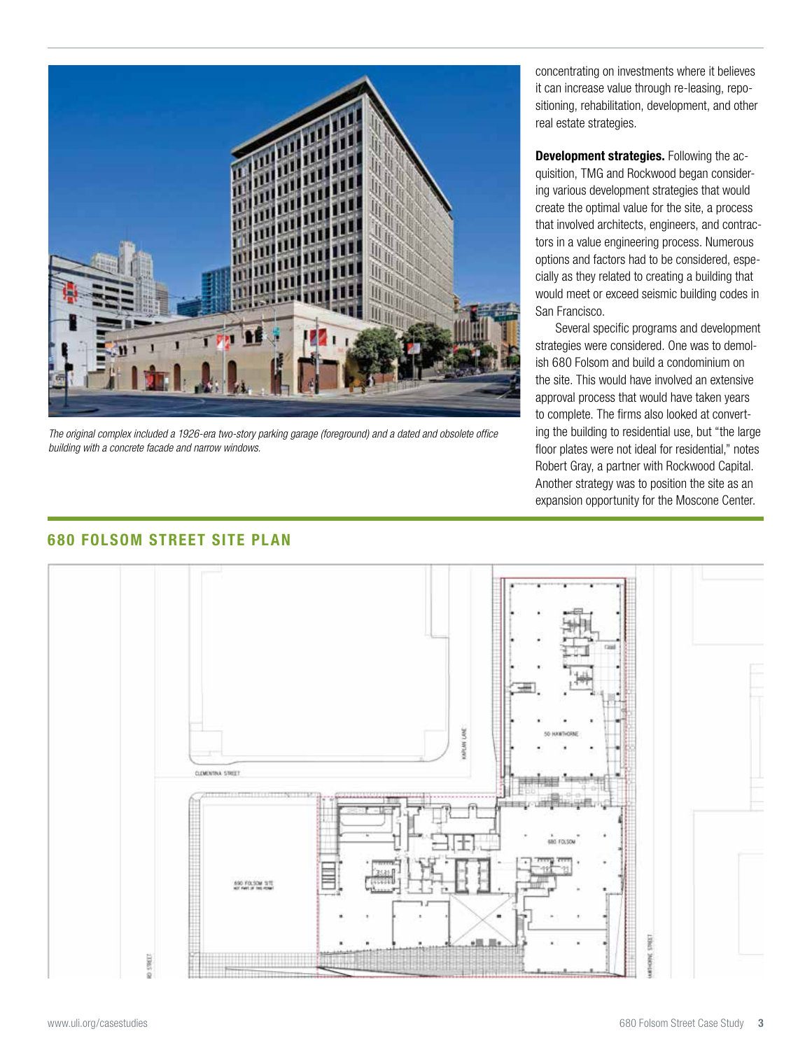*The original complex included a 1926-era two-story parking garage (foreground) and a dated and obsolete office building with a concrete facade and narrow windows.*

concentrating on investments where it believes it can increase value through re-leasing, repositioning, rehabilitation, development, and other real estate strategies.

**Development strategies.** Following the acquisition, TMG and Rockwood began considering various development strategies that would create the optimal value for the site, a process that involved architects, engineers, and contractors in a value engineering process. Numerous options and factors had to be considered, especially as they related to creating a building that would meet or exceed seismic building codes in San Francisco.

Several specific programs and development strategies were considered. One was to demolish 680 Folsom and build a condominium on the site. This would have involved an extensive approval process that would have taken years to complete. The firms also looked at converting the building to residential use, but "the large floor plates were not ideal for residential," notes Robert Gray, a partner with Rockwood Capital. Another strategy was to position the site as an expansion opportunity for the Moscone Center.

## 680 FOLSOM STREET SITE PLAN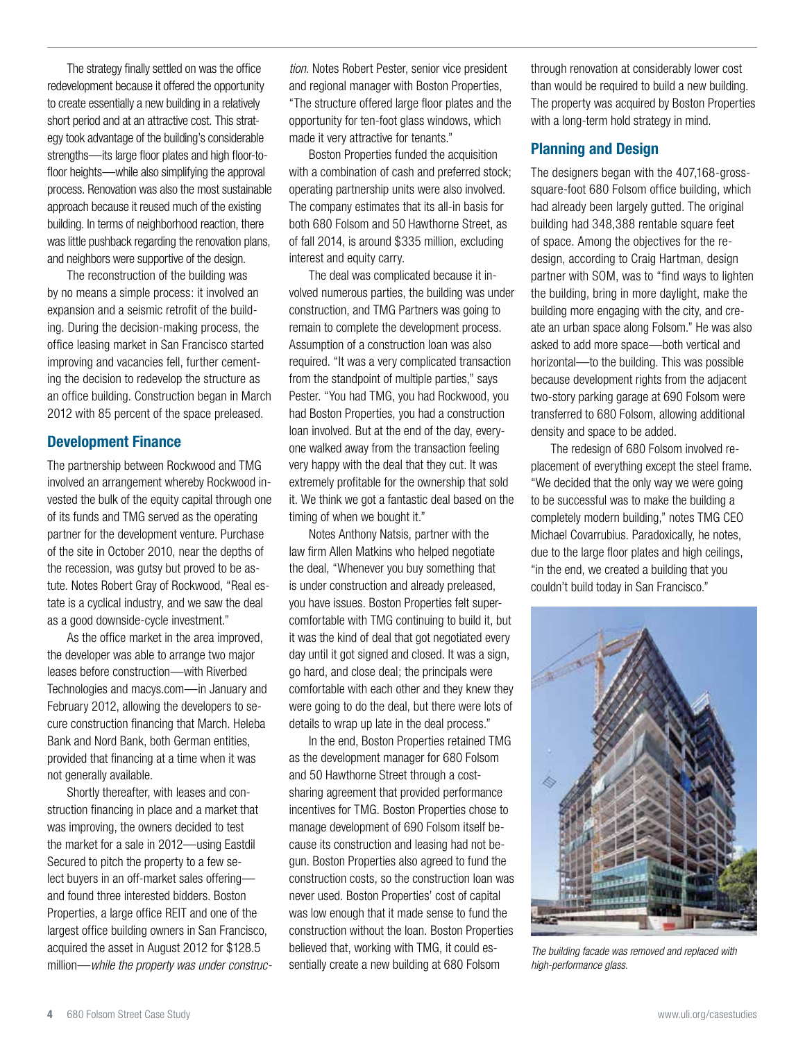The strategy finally settled on was the office redevelopment because it offered the opportunity to create essentially a new building in a relatively short period and at an attractive cost. This strategy took advantage of the building's considerable strengths—its large floor plates and high floor-to-floor heights—while also simplifying the approval process. Renovation was also the most sustainable approach because it reused much of the existing building. In terms of neighborhood reaction, there was little pushback regarding the renovation plans, and neighbors were supportive of the design.

The reconstruction of the building was by no means a simple process: it involved an expansion and a seismic retrofit of the building. During the decision-making process, the office leasing market in San Francisco started improving and vacancies fell, further cementing the decision to redevelop the structure as an office building. Construction began in March 2012 with 85 percent of the space preleased.

## Development Finance

The partnership between Rockwood and TMG involved an arrangement whereby Rockwood invested the bulk of the equity capital through one of its funds and TMG served as the operating partner for the development venture. Purchase of the site in October 2010, near the depths of the recession, was gutsy but proved to be astute. Notes Robert Gray of Rockwood, "Real estate is a cyclical industry, and we saw the deal as a good downside-cycle investment."

As the office market in the area improved, the developer was able to arrange two major leases before construction—with Riverbed Technologies and macys.com—in January and February 2012, allowing the developers to secure construction financing that March. Heleba Bank and Nord Bank, both German entities, provided that financing at a time when it was not generally available.

Shortly thereafter, with leases and construction financing in place and a market that was improving, the owners decided to test the market for a sale in 2012—using Eastdil Secured to pitch the property to a few select buyers in an off-market sales offering—and found three interested bidders. Boston Properties, a large office REIT and one of the largest office building owners in San Francisco, acquired the asset in August 2012 for $128.5 million—*while the property was under construction.* Notes Robert Pester, senior vice president and regional manager with Boston Properties, "The structure offered large floor plates and the opportunity for ten-foot glass windows, which made it very attractive for tenants."

Boston Properties funded the acquisition with a combination of cash and preferred stock; operating partnership units were also involved. The company estimates that its all-in basis for both 680 Folsom and 50 Hawthorne Street, as of fall 2014, is around $335 million, excluding interest and equity carry.

The deal was complicated because it involved numerous parties, the building was under construction, and TMG Partners was going to remain to complete the development process. Assumption of a construction loan was also required. "It was a very complicated transaction from the standpoint of multiple parties," says Pester. "You had TMG, you had Rockwood, you had Boston Properties, you had a construction loan involved. But at the end of the day, everyone walked away from the transaction feeling very happy with the deal that they cut. It was extremely profitable for the ownership that sold it. We think we got a fantastic deal based on the timing of when we bought it."

Notes Anthony Natsis, partner with the law firm Allen Matkins who helped negotiate the deal, "Whenever you buy something that is under construction and already preleased, you have issues. Boston Properties felt super-comfortable with TMG continuing to build it, but it was the kind of deal that got negotiated every day until it got signed and closed. It was a sign, go hard, and close deal; the principals were comfortable with each other and they knew they were going to do the deal, but there were lots of details to wrap up late in the deal process."

In the end, Boston Properties retained TMG as the development manager for 680 Folsom and 50 Hawthorne Street through a cost-sharing agreement that provided performance incentives for TMG. Boston Properties chose to manage development of 690 Folsom itself because its construction and leasing had not begun. Boston Properties also agreed to fund the construction costs, so the construction loan was never used. Boston Properties' cost of capital was low enough that it made sense to fund the construction without the loan. Boston Properties believed that, working with TMG, it could essentially create a new building at 680 Folsom through renovation at considerably lower cost than would be required to build a new building. The property was acquired by Boston Properties with a long-term hold strategy in mind.

## Planning and Design

The designers began with the 407,168-gross-square-foot 680 Folsom office building, which had already been largely gutted. The original building had 348,388 rentable square feet of space. Among the objectives for the redesign, according to Craig Hartman, design partner with SOM, was to "find ways to lighten the building, bring in more daylight, make the building more engaging with the city, and create an urban space along Folsom." He was also asked to add more space—both vertical and horizontal—to the building. This was possible because development rights from the adjacent two-story parking garage at 690 Folsom were transferred to 680 Folsom, allowing additional density and space to be added.

The redesign of 680 Folsom involved replacement of everything except the steel frame. "We decided that the only way we were going to be successful was to make the building a completely modern building," notes TMG CEO Michael Covarrubius. Paradoxically, he notes, due to the large floor plates and high ceilings, "in the end, we created a building that you couldn't build today in San Francisco."

*The building facade was removed and replaced with high-performance glass.*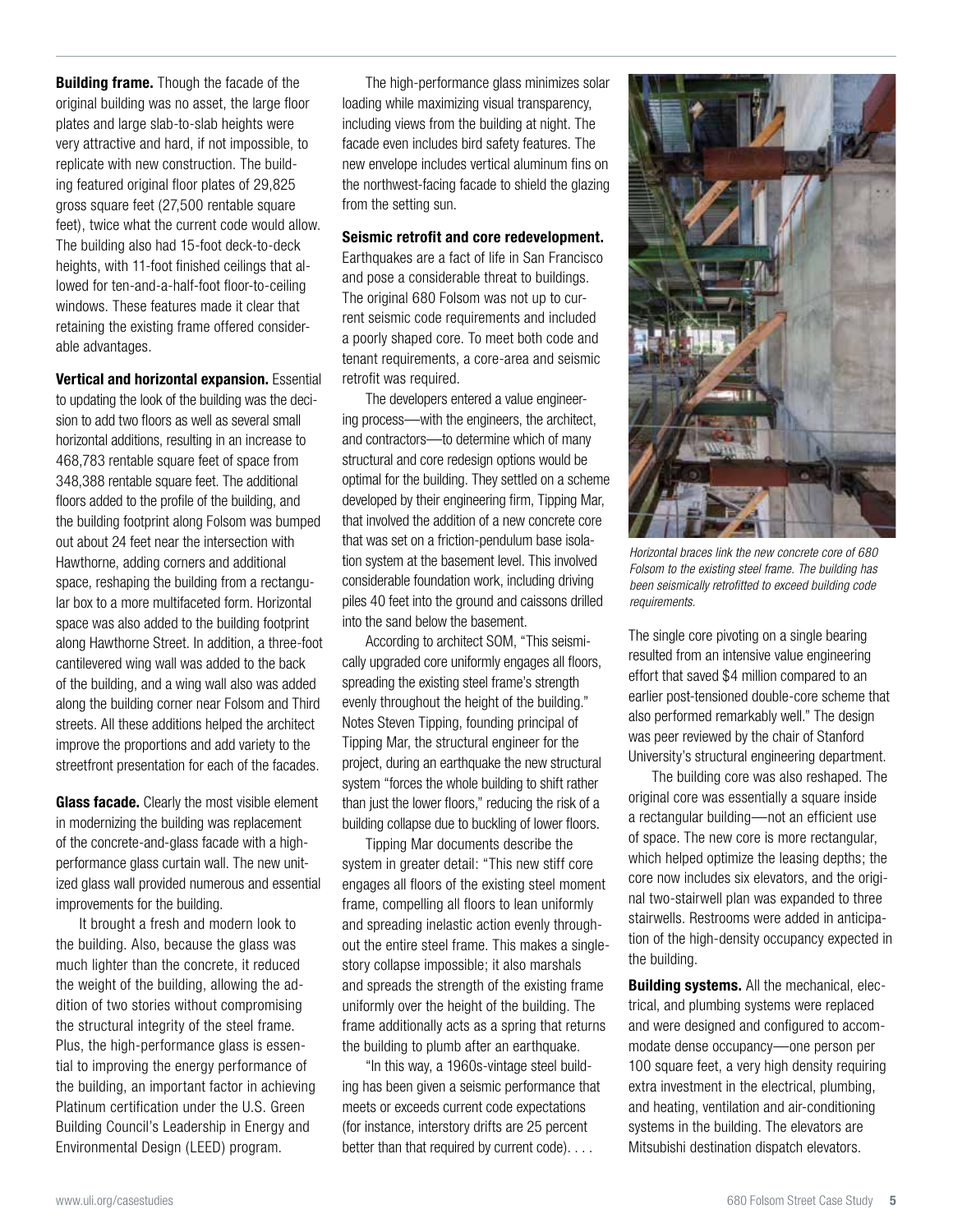**Building frame.** Though the facade of the original building was no asset, the large floor plates and large slab-to-slab heights were very attractive and hard, if not impossible, to replicate with new construction. The building featured original floor plates of 29,825 gross square feet (27,500 rentable square feet), twice what the current code would allow. The building also had 15-foot deck-to-deck heights, with 11-foot finished ceilings that allowed for ten-and-a-half-foot floor-to-ceiling windows. These features made it clear that retaining the existing frame offered considerable advantages.

**Vertical and horizontal expansion.** Essential to updating the look of the building was the decision to add two floors as well as several small horizontal additions, resulting in an increase to 468,783 rentable square feet of space from 348,388 rentable square feet. The additional floors added to the profile of the building, and the building footprint along Folsom was bumped out about 24 feet near the intersection with Hawthorne, adding corners and additional space, reshaping the building from a rectangular box to a more multifaceted form. Horizontal space was also added to the building footprint along Hawthorne Street. In addition, a three-foot cantilevered wing wall was added to the back of the building, and a wing wall also was added along the building corner near Folsom and Third streets. All these additions helped the architect improve the proportions and add variety to the streetfront presentation for each of the facades.

**Glass facade.** Clearly the most visible element in modernizing the building was replacement of the concrete-and-glass facade with a high-performance glass curtain wall. The new unitized glass wall provided numerous and essential improvements for the building.

It brought a fresh and modern look to the building. Also, because the glass was much lighter than the concrete, it reduced the weight of the building, allowing the addition of two stories without compromising the structural integrity of the steel frame. Plus, the high-performance glass is essential to improving the energy performance of the building, an important factor in achieving Platinum certification under the U.S. Green Building Council's Leadership in Energy and Environmental Design (LEED) program.

The high-performance glass minimizes solar loading while maximizing visual transparency, including views from the building at night. The facade even includes bird safety features. The new envelope includes vertical aluminum fins on the northwest-facing facade to shield the glazing from the setting sun.

**Seismic retrofit and core redevelopment.** Earthquakes are a fact of life in San Francisco and pose a considerable threat to buildings. The original 680 Folsom was not up to current seismic code requirements and included a poorly shaped core. To meet both code and tenant requirements, a core-area and seismic retrofit was required.

The developers entered a value engineering process—with the engineers, the architect, and contractors—to determine which of many structural and core redesign options would be optimal for the building. They settled on a scheme developed by their engineering firm, Tipping Mar, that involved the addition of a new concrete core that was set on a friction-pendulum base isolation system at the basement level. This involved considerable foundation work, including driving piles 40 feet into the ground and caissons drilled into the sand below the basement.

According to architect SOM, "This seismically upgraded core uniformly engages all floors, spreading the existing steel frame's strength evenly throughout the height of the building." Notes Steven Tipping, founding principal of Tipping Mar, the structural engineer for the project, during an earthquake the new structural system "forces the whole building to shift rather than just the lower floors," reducing the risk of a building collapse due to buckling of lower floors.

Tipping Mar documents describe the system in greater detail: "This new stiff core engages all floors of the existing steel moment frame, compelling all floors to lean uniformly and spreading inelastic action evenly throughout the entire steel frame. This makes a single-story collapse impossible; it also marshals and spreads the strength of the existing frame uniformly over the height of the building. The frame additionally acts as a spring that returns the building to plumb after an earthquake.

"In this way, a 1960s-vintage steel building has been given a seismic performance that meets or exceeds current code expectations (for instance, interstory drifts are 25 percent better than that required by current code). . . .

*Horizontal braces link the new concrete core of 680 Folsom to the existing steel frame. The building has been seismically retrofitted to exceed building code requirements.*

The single core pivoting on a single bearing resulted from an intensive value engineering effort that saved $4 million compared to an earlier post-tensioned double-core scheme that also performed remarkably well." The design was peer reviewed by the chair of Stanford University's structural engineering department.

The building core was also reshaped. The original core was essentially a square inside a rectangular building—not an efficient use of space. The new core is more rectangular, which helped optimize the leasing depths; the core now includes six elevators, and the original two-stairwell plan was expanded to three stairwells. Restrooms were added in anticipation of the high-density occupancy expected in the building.

**Building systems.** All the mechanical, electrical, and plumbing systems were replaced and were designed and configured to accommodate dense occupancy—one person per 100 square feet, a very high density requiring extra investment in the electrical, plumbing, and heating, ventilation and air-conditioning systems in the building. The elevators are Mitsubishi destination dispatch elevators.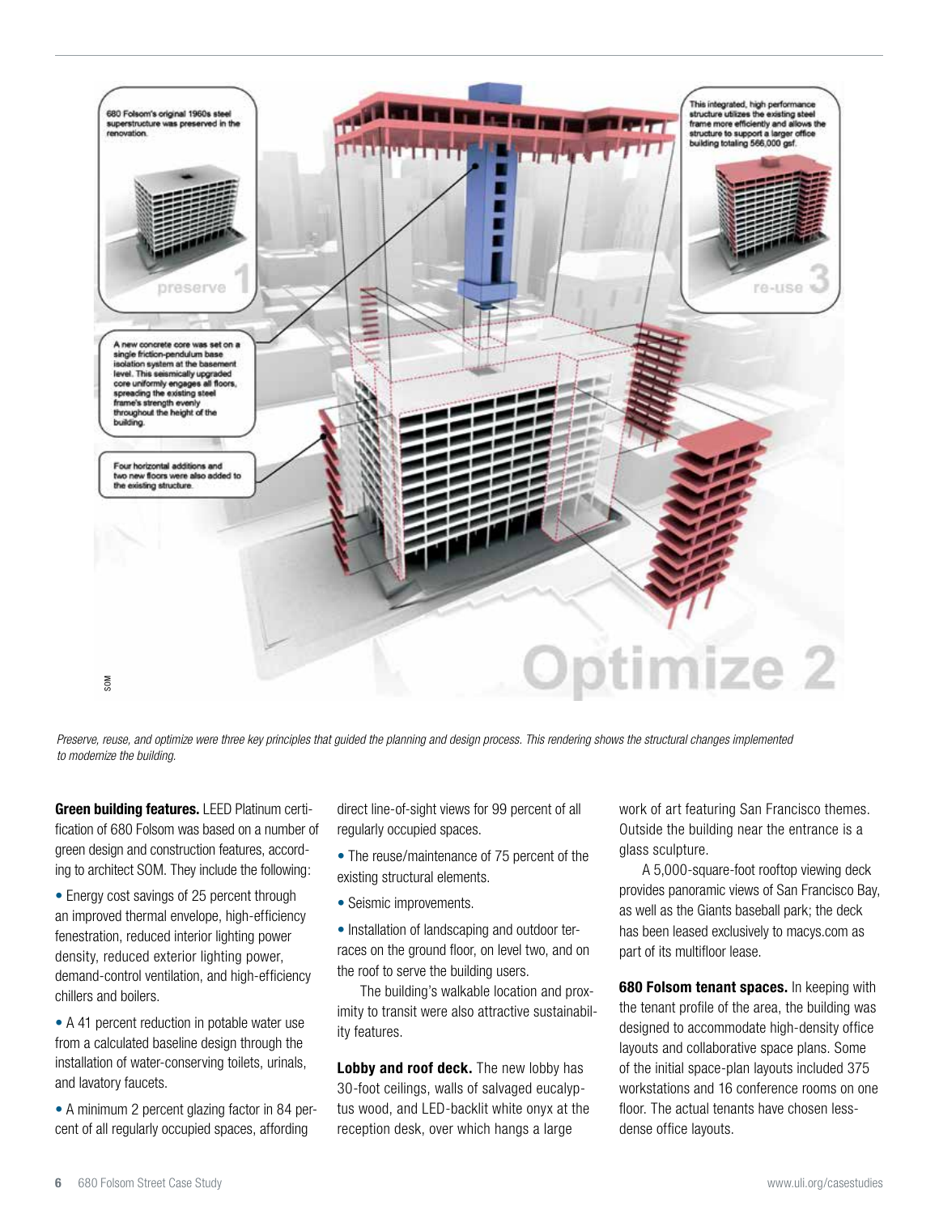*Preserve, reuse, and optimize were three key principles that guided the planning and design process. This rendering shows the structural changes implemented to modernize the building.*

**Green building features.** LEED Platinum certification of 680 Folsom was based on a number of green design and construction features, according to architect SOM. They include the following:

- Energy cost savings of 25 percent through an improved thermal envelope, high-efficiency fenestration, reduced interior lighting power density, reduced exterior lighting power, demand-control ventilation, and high-efficiency chillers and boilers.
- A 41 percent reduction in potable water use from a calculated baseline design through the installation of water-conserving toilets, urinals, and lavatory faucets.
- A minimum 2 percent glazing factor in 84 percent of all regularly occupied spaces, affording direct line-of-sight views for 99 percent of all regularly occupied spaces.
- The reuse/maintenance of 75 percent of the existing structural elements.
- Seismic improvements.
- Installation of landscaping and outdoor terraces on the ground floor, on level two, and on the roof to serve the building users.

The building's walkable location and proximity to transit were also attractive sustainability features.

**Lobby and roof deck.** The new lobby has 30-foot ceilings, walls of salvaged eucalyptus wood, and LED-backlit white onyx at the reception desk, over which hangs a large work of art featuring San Francisco themes. Outside the building near the entrance is a glass sculpture.

A 5,000-square-foot rooftop viewing deck provides panoramic views of San Francisco Bay, as well as the Giants baseball park; the deck has been leased exclusively to macys.com as part of its multifloor lease.

**680 Folsom tenant spaces.** In keeping with the tenant profile of the area, the building was designed to accommodate high-density office layouts and collaborative space plans. Some of the initial space-plan layouts included 375 workstations and 16 conference rooms on one floor. The actual tenants have chosen less-dense office layouts.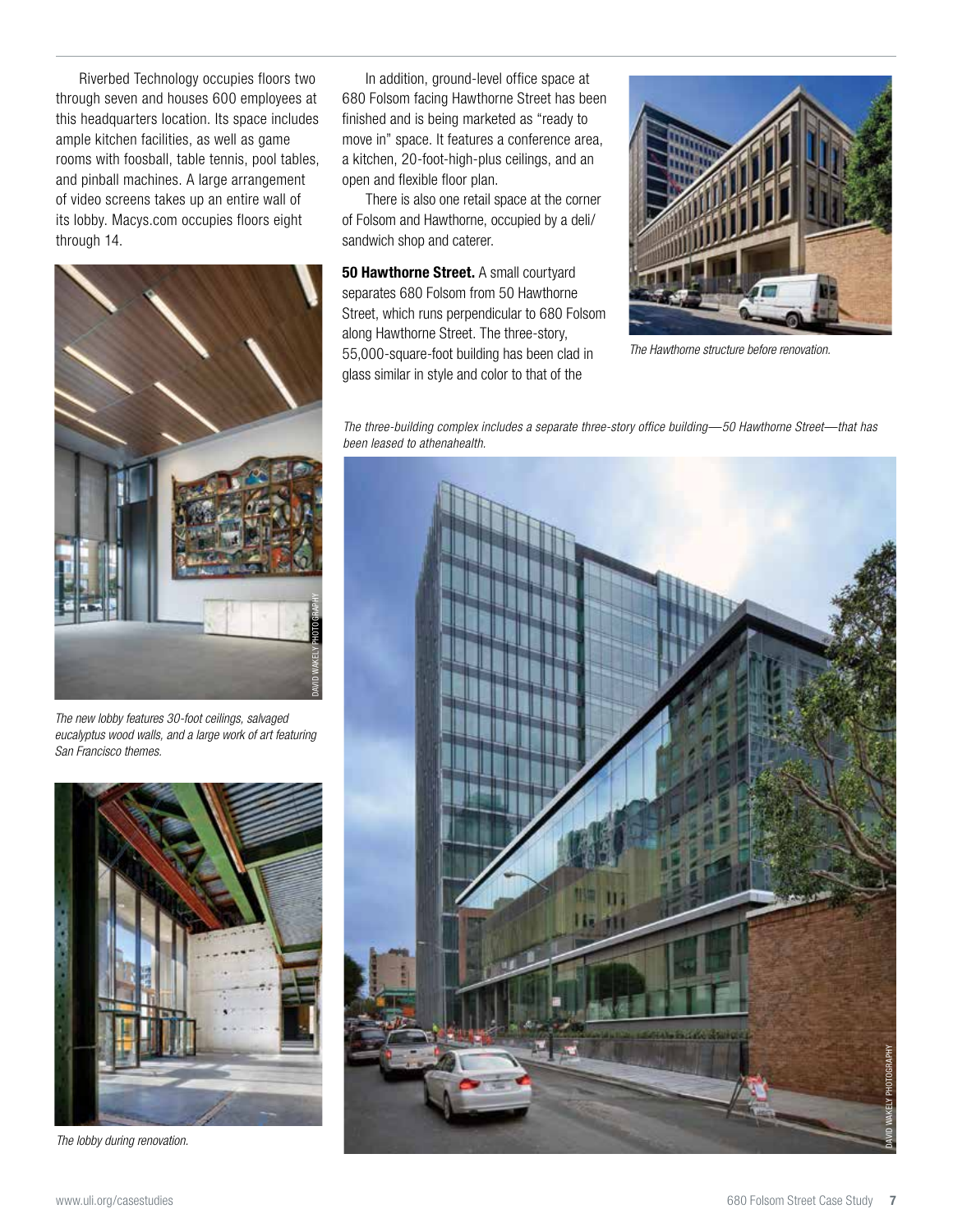Riverbed Technology occupies floors two through seven and houses 600 employees at this headquarters location. Its space includes ample kitchen facilities, as well as game rooms with foosball, table tennis, pool tables, and pinball machines. A large arrangement of video screens takes up an entire wall of its lobby. Macys.com occupies floors eight through 14.

*The new lobby features 30-foot ceilings, salvaged eucalyptus wood walls, and a large work of art featuring San Francisco themes.*

*The lobby during renovation.*

In addition, ground-level office space at 680 Folsom facing Hawthorne Street has been finished and is being marketed as "ready to move in" space. It features a conference area, a kitchen, 20-foot-high-plus ceilings, and an open and flexible floor plan.

There is also one retail space at the corner of Folsom and Hawthorne, occupied by a deli/sandwich shop and caterer.

**50 Hawthorne Street.** A small courtyard separates 680 Folsom from 50 Hawthorne Street, which runs perpendicular to 680 Folsom along Hawthorne Street. The three-story, 55,000-square-foot building has been clad in glass similar in style and color to that of the

*The Hawthorne structure before renovation.*

*The three-building complex includes a separate three-story office building—50 Hawthorne Street—that has been leased to athenahealth.*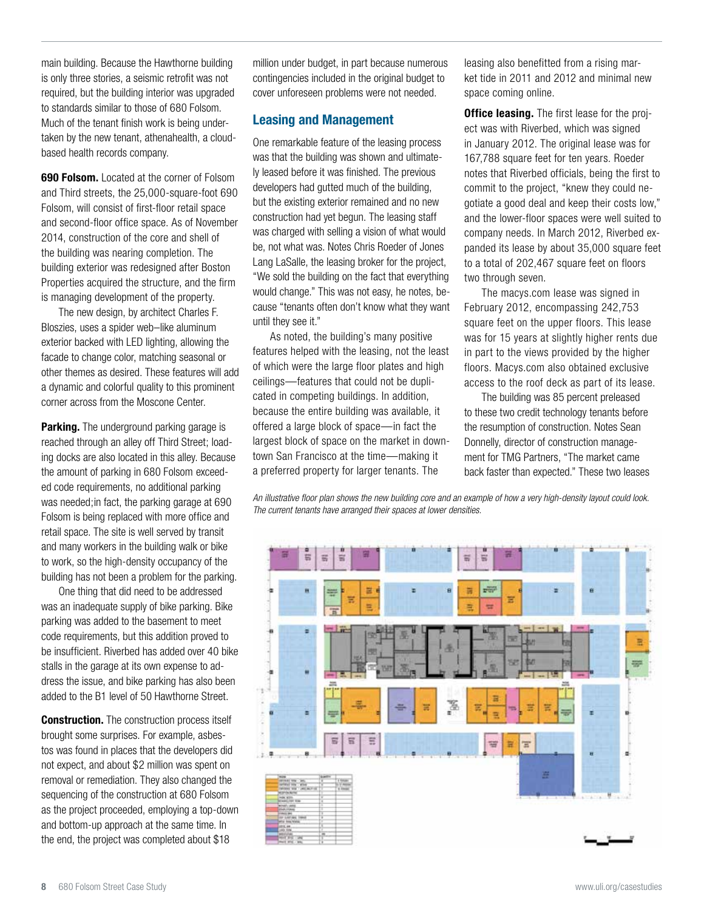main building. Because the Hawthorne building is only three stories, a seismic retrofit was not required, but the building interior was upgraded to standards similar to those of 680 Folsom. Much of the tenant finish work is being undertaken by the new tenant, athenahealth, a cloud-based health records company.

**690 Folsom.** Located at the corner of Folsom and Third streets, the 25,000-square-foot 690 Folsom, will consist of first-floor retail space and second-floor office space. As of November 2014, construction of the core and shell of the building was nearing completion. The building exterior was redesigned after Boston Properties acquired the structure, and the firm is managing development of the property.

The new design, by architect Charles F. Bloszies, uses a spider web–like aluminum exterior backed with LED lighting, allowing the facade to change color, matching seasonal or other themes as desired. These features will add a dynamic and colorful quality to this prominent corner across from the Moscone Center.

**Parking.** The underground parking garage is reached through an alley off Third Street; loading docks are also located in this alley. Because the amount of parking in 680 Folsom exceeded code requirements, no additional parking was needed;in fact, the parking garage at 690 Folsom is being replaced with more office and retail space. The site is well served by transit and many workers in the building walk or bike to work, so the high-density occupancy of the building has not been a problem for the parking.

One thing that did need to be addressed was an inadequate supply of bike parking. Bike parking was added to the basement to meet code requirements, but this addition proved to be insufficient. Riverbed has added over 40 bike stalls in the garage at its own expense to address the issue, and bike parking has also been added to the B1 level of 50 Hawthorne Street.

**Construction.** The construction process itself brought some surprises. For example, asbestos was found in places that the developers did not expect, and about $2 million was spent on removal or remediation. They also changed the sequencing of the construction at 680 Folsom as the project proceeded, employing a top-down and bottom-up approach at the same time. In the end, the project was completed about $18 million under budget, in part because numerous contingencies included in the original budget to cover unforeseen problems were not needed.

## Leasing and Management

One remarkable feature of the leasing process was that the building was shown and ultimately leased before it was finished. The previous developers had gutted much of the building, but the existing exterior remained and no new construction had yet begun. The leasing staff was charged with selling a vision of what would be, not what was. Notes Chris Roeder of Jones Lang LaSalle, the leasing broker for the project, "We sold the building on the fact that everything would change." This was not easy, he notes, because "tenants often don't know what they want until they see it."

As noted, the building's many positive features helped with the leasing, not the least of which were the large floor plates and high ceilings—features that could not be duplicated in competing buildings. In addition, because the entire building was available, it offered a large block of space—in fact the largest block of space on the market in downtown San Francisco at the time—making it a preferred property for larger tenants. The leasing also benefitted from a rising market tide in 2011 and 2012 and minimal new space coming online.

**Office leasing.** The first lease for the project was with Riverbed, which was signed in January 2012. The original lease was for 167,788 square feet for ten years. Roeder notes that Riverbed officials, being the first to commit to the project, "knew they could negotiate a good deal and keep their costs low," and the lower-floor spaces were well suited to company needs. In March 2012, Riverbed expanded its lease by about 35,000 square feet to a total of 202,467 square feet on floors two through seven.

The macys.com lease was signed in February 2012, encompassing 242,753 square feet on the upper floors. This lease was for 15 years at slightly higher rents due in part to the views provided by the higher floors. Macys.com also obtained exclusive access to the roof deck as part of its lease.

The building was 85 percent preleased to these two credit technology tenants before the resumption of construction. Notes Sean Donnelly, director of construction management for TMG Partners, "The market came back faster than expected." These two leases

*An illustrative floor plan shows the new building core and an example of how a very high-density layout could look. The current tenants have arranged their spaces at lower densities.*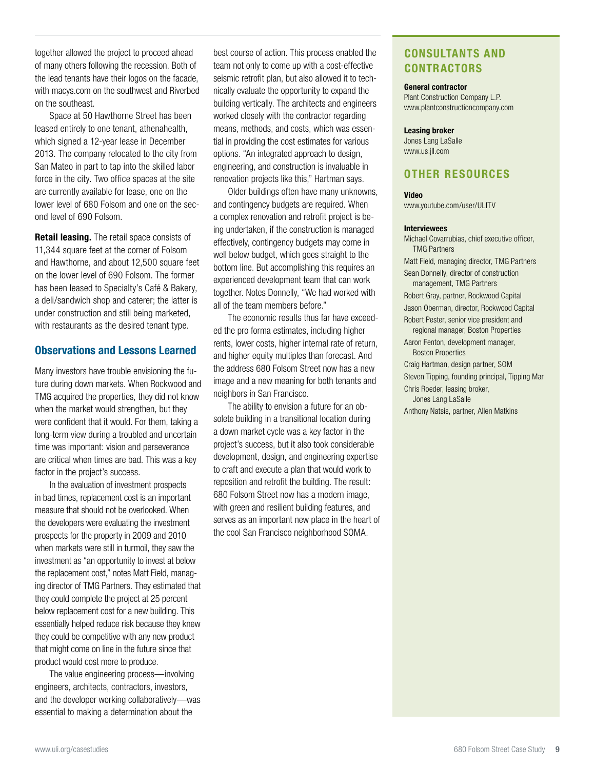together allowed the project to proceed ahead of many others following the recession. Both of the lead tenants have their logos on the facade, with macys.com on the southwest and Riverbed on the southeast.

Space at 50 Hawthorne Street has been leased entirely to one tenant, athenahealth, which signed a 12-year lease in December 2013. The company relocated to the city from San Mateo in part to tap into the skilled labor force in the city. Two office spaces at the site are currently available for lease, one on the lower level of 680 Folsom and one on the second level of 690 Folsom.

**Retail leasing.** The retail space consists of 11,344 square feet at the corner of Folsom and Hawthorne, and about 12,500 square feet on the lower level of 690 Folsom. The former has been leased to Specialty's Café & Bakery, a deli/sandwich shop and caterer; the latter is under construction and still being marketed, with restaurants as the desired tenant type.

## Observations and Lessons Learned

Many investors have trouble envisioning the future during down markets. When Rockwood and TMG acquired the properties, they did not know when the market would strengthen, but they were confident that it would. For them, taking a long-term view during a troubled and uncertain time was important: vision and perseverance are critical when times are bad. This was a key factor in the project's success.

In the evaluation of investment prospects in bad times, replacement cost is an important measure that should not be overlooked. When the developers were evaluating the investment prospects for the property in 2009 and 2010 when markets were still in turmoil, they saw the investment as "an opportunity to invest at below the replacement cost," notes Matt Field, managing director of TMG Partners. They estimated that they could complete the project at 25 percent below replacement cost for a new building. This essentially helped reduce risk because they knew they could be competitive with any new product that might come on line in the future since that product would cost more to produce.

The value engineering process—involving engineers, architects, contractors, investors, and the developer working collaboratively—was essential to making a determination about the best course of action. This process enabled the team not only to come up with a cost-effective seismic retrofit plan, but also allowed it to technically evaluate the opportunity to expand the building vertically. The architects and engineers worked closely with the contractor regarding means, methods, and costs, which was essential in providing the cost estimates for various options. "An integrated approach to design, engineering, and construction is invaluable in renovation projects like this," Hartman says.

Older buildings often have many unknowns, and contingency budgets are required. When a complex renovation and retrofit project is being undertaken, if the construction is managed effectively, contingency budgets may come in well below budget, which goes straight to the bottom line. But accomplishing this requires an experienced development team that can work together. Notes Donnelly, "We had worked with all of the team members before."

The economic results thus far have exceeded the pro forma estimates, including higher rents, lower costs, higher internal rate of return, and higher equity multiples than forecast. And the address 680 Folsom Street now has a new image and a new meaning for both tenants and neighbors in San Francisco.

The ability to envision a future for an obsolete building in a transitional location during a down market cycle was a key factor in the project's success, but it also took considerable development, design, and engineering expertise to craft and execute a plan that would work to reposition and retrofit the building. The result: 680 Folsom Street now has a modern image, with green and resilient building features, and serves as an important new place in the heart of the cool San Francisco neighborhood SOMA.

## CONSULTANTS AND CONTRACTORS

**General contractor**
Plant Construction Company L.P.
www.plantconstructioncompany.com

**Leasing broker**
Jones Lang LaSalle
www.us.jll.com

## OTHER RESOURCES

**Video**
www.youtube.com/user/ULITV

**Interviewees**

Michael Covarrubias, chief executive officer, TMG Partners

Matt Field, managing director, TMG Partners

Sean Donnelly, director of construction management, TMG Partners

Robert Gray, partner, Rockwood Capital

Jason Oberman, director, Rockwood Capital

Robert Pester, senior vice president and regional manager, Boston Properties

Aaron Fenton, development manager, Boston Properties

Craig Hartman, design partner, SOM

Steven Tipping, founding principal, Tipping Mar

Chris Roeder, leasing broker, Jones Lang LaSalle

Anthony Natsis, partner, Allen Matkins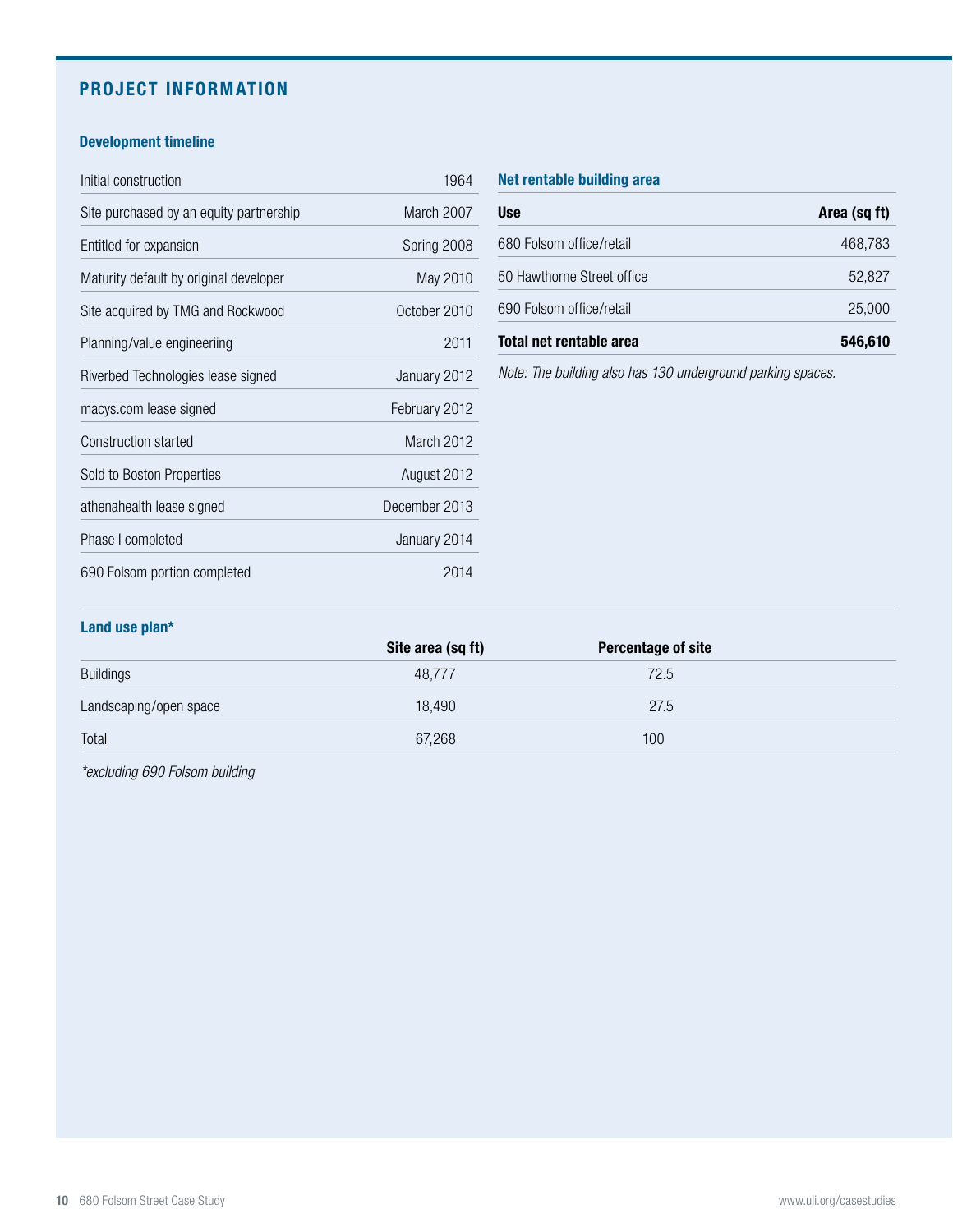## PROJECT INFORMATION

### Development timeline

| | |
|---|---|
| Initial construction | 1964 |
| Site purchased by an equity partnership | March 2007 |
| Entitled for expansion | Spring 2008 |
| Maturity default by original developer | May 2010 |
| Site acquired by TMG and Rockwood | October 2010 |
| Planning/value engineeiring | 2011 |
| Riverbed Technologies lease signed | January 2012 |
| macys.com lease signed | February 2012 |
| Construction started | March 2012 |
| Sold to Boston Properties | August 2012 |
| athenahealth lease signed | December 2013 |
| Phase I completed | January 2014 |
| 690 Folsom portion completed | 2014 |

### Net rentable building area

| Use | Area (sq ft) |
|---|---|
| 680 Folsom office/retail | 468,783 |
| 50 Hawthorne Street office | 52,827 |
| 690 Folsom office/retail | 25,000 |
| **Total net rentable area** | **546,610** |

*Note: The building also has 130 underground parking spaces.*

### Land use plan*

| | Site area (sq ft) | Percentage of site |
|---|---|---|
| Buildings | 48,777 | 72.5 |
| Landscaping/open space | 18,490 | 27.5 |
| Total | 67,268 | 100 |

*\*excluding 690 Folsom building*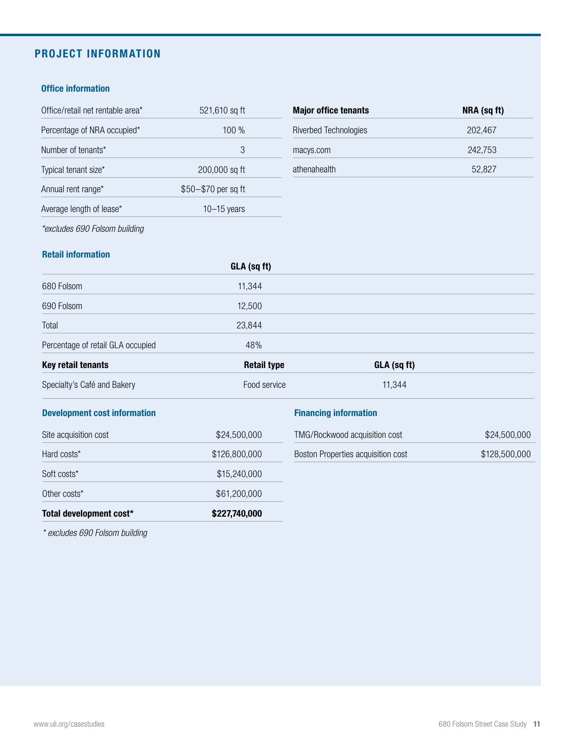## PROJECT INFORMATION

### Office information

| Office/retail net rentable area* | 521,610 sq ft |
|---|---|
| Percentage of NRA occupied* | 100 % |
| Number of tenants* | 3 |
| Typical tenant size* | 200,000 sq ft |
| Annual rent range* | $50–$70 per sq ft |
| Average length of lease* | 10–15 years |

*excludes 690 Folsom building*

| Major office tenants | NRA (sq ft) |
|---|---|
| Riverbed Technologies | 202,467 |
| macys.com | 242,753 |
| athenahealth | 52,827 |

### Retail information

| | GLA (sq ft) |
|---|---|
| 680 Folsom | 11,344 |
| 690 Folsom | 12,500 |
| Total | 23,844 |
| Percentage of retail GLA occupied | 48% |

| Key retail tenants | Retail type | GLA (sq ft) |
|---|---|---|
| Specialty's Café and Bakery | Food service | 11,344 |

### Development cost information

| Site acquisition cost | $24,500,000 |
|---|---|
| Hard costs* | $126,800,000 |
| Soft costs* | $15,240,000 |
| Other costs* | $61,200,000 |
| **Total development cost*** | **$227,740,000** |

*\* excludes 690 Folsom building*

### Financing information

| TMG/Rockwood acquisition cost | $24,500,000 |
|---|---|
| Boston Properties acquisition cost | $128,500,000 |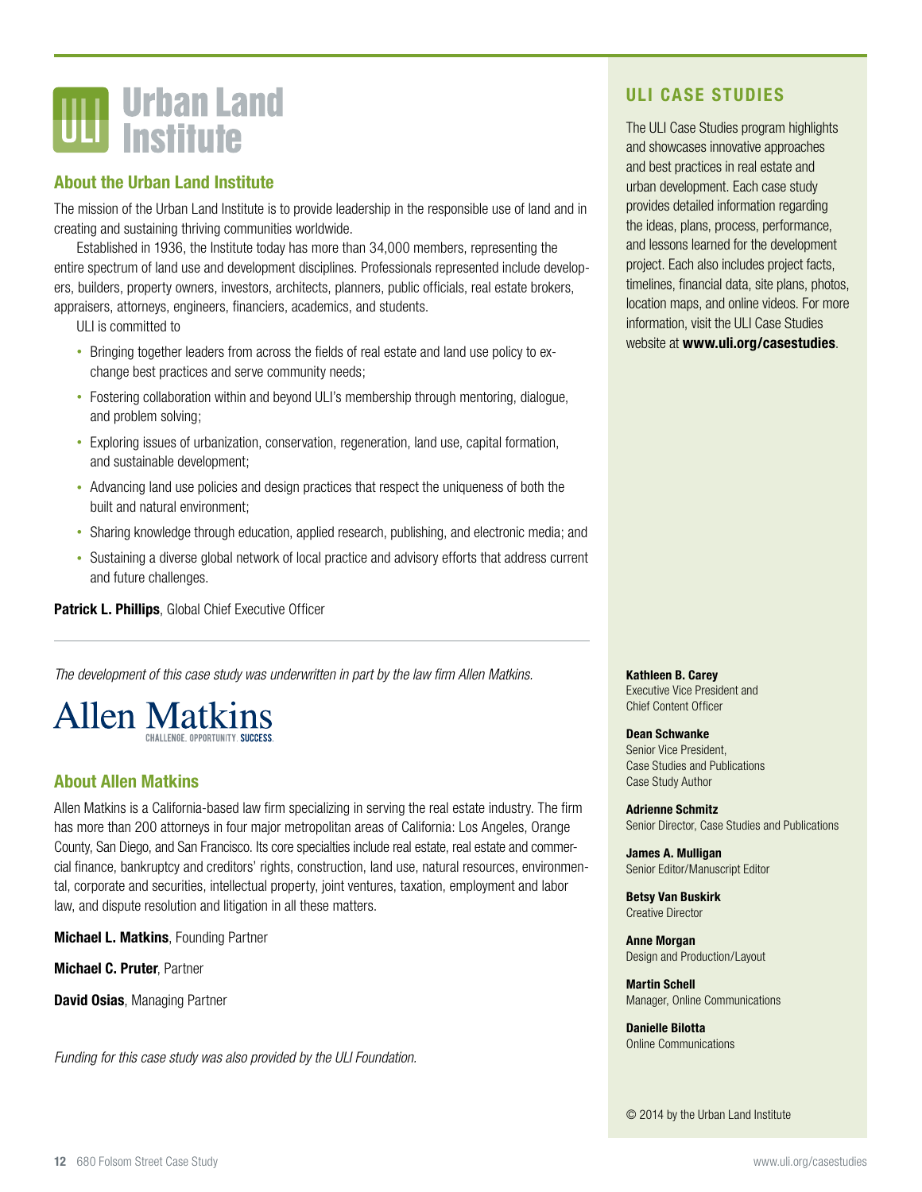# Urban Land Institute

## About the Urban Land Institute

The mission of the Urban Land Institute is to provide leadership in the responsible use of land and in creating and sustaining thriving communities worldwide.

Established in 1936, the Institute today has more than 34,000 members, representing the entire spectrum of land use and development disciplines. Professionals represented include developers, builders, property owners, investors, architects, planners, public officials, real estate brokers, appraisers, attorneys, engineers, financiers, academics, and students.

ULI is committed to

- Bringing together leaders from across the fields of real estate and land use policy to exchange best practices and serve community needs;
- Fostering collaboration within and beyond ULI's membership through mentoring, dialogue, and problem solving;
- Exploring issues of urbanization, conservation, regeneration, land use, capital formation, and sustainable development;
- Advancing land use policies and design practices that respect the uniqueness of both the built and natural environment;
- Sharing knowledge through education, applied research, publishing, and electronic media; and
- Sustaining a diverse global network of local practice and advisory efforts that address current and future challenges.

**Patrick L. Phillips**, Global Chief Executive Officer

---

*The development of this case study was underwritten in part by the law firm Allen Matkins.*

Allen Matkins
CHALLENGE. OPPORTUNITY. **SUCCESS.**

## About Allen Matkins

Allen Matkins is a California-based law firm specializing in serving the real estate industry. The firm has more than 200 attorneys in four major metropolitan areas of California: Los Angeles, Orange County, San Diego, and San Francisco. Its core specialties include real estate, real estate and commercial finance, bankruptcy and creditors' rights, construction, land use, natural resources, environmental, corporate and securities, intellectual property, joint ventures, taxation, employment and labor law, and dispute resolution and litigation in all these matters.

**Michael L. Matkins**, Founding Partner

**Michael C. Pruter**, Partner

**David Osias**, Managing Partner

*Funding for this case study was also provided by the ULI Foundation.*

## ULI CASE STUDIES

The ULI Case Studies program highlights and showcases innovative approaches and best practices in real estate and urban development. Each case study provides detailed information regarding the ideas, plans, process, performance, and lessons learned for the development project. Each also includes project facts, timelines, financial data, site plans, photos, location maps, and online videos. For more information, visit the ULI Case Studies website at **www.uli.org/casestudies**.

**Kathleen B. Carey**
Executive Vice President and Chief Content Officer

**Dean Schwanke**
Senior Vice President, Case Studies and Publications
Case Study Author

**Adrienne Schmitz**
Senior Director, Case Studies and Publications

**James A. Mulligan**
Senior Editor/Manuscript Editor

**Betsy Van Buskirk**
Creative Director

**Anne Morgan**
Design and Production/Layout

**Martin Schell**
Manager, Online Communications

**Danielle Bilotta**
Online Communications

© 2014 by the Urban Land Institute